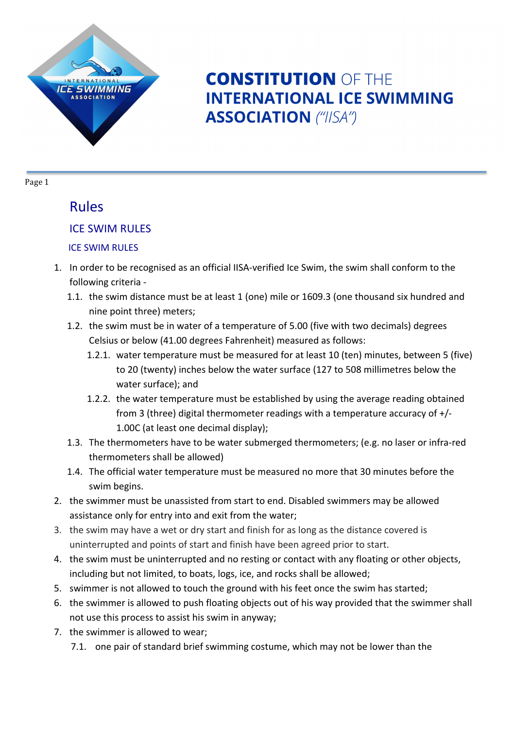# **CONSTITUTION** OF THE **INTERNATIONAL ICE SWIMMING ASSOCIATION** *("IISA")*

## Rules

### ICE SWIM RULES

#### ICE SWIM RULES

1. In order to be recognised as an official IISA-verified Ice Swim, the swim shall conform to the following criteria -
   - 1.1. the swim distance must be at least 1 (one) mile or 1609.3 (one thousand six hundred and nine point three) meters;
   - 1.2. the swim must be in water of a temperature of 5.00 (five with two decimals) degrees Celsius or below (41.00 degrees Fahrenheit) measured as follows:
     - 1.2.1. water temperature must be measured for at least 10 (ten) minutes, between 5 (five) to 20 (twenty) inches below the water surface (127 to 508 millimetres below the water surface); and
     - 1.2.2. the water temperature must be established by using the average reading obtained from 3 (three) digital thermometer readings with a temperature accuracy of +/- 1.00C (at least one decimal display);
   - 1.3. The thermometers have to be water submerged thermometers; (e.g. no laser or infra-red thermometers shall be allowed)
   - 1.4. The official water temperature must be measured no more that 30 minutes before the swim begins.
2. the swimmer must be unassisted from start to end. Disabled swimmers may be allowed assistance only for entry into and exit from the water;
3. the swim may have a wet or dry start and finish for as long as the distance covered is uninterrupted and points of start and finish have been agreed prior to start.
4. the swim must be uninterrupted and no resting or contact with any floating or other objects, including but not limited, to boats, logs, ice, and rocks shall be allowed;
5. swimmer is not allowed to touch the ground with his feet once the swim has started;
6. the swimmer is allowed to push floating objects out of his way provided that the swimmer shall not use this process to assist his swim in anyway;
7. the swimmer is allowed to wear;
   - 7.1. one pair of standard brief swimming costume, which may not be lower than the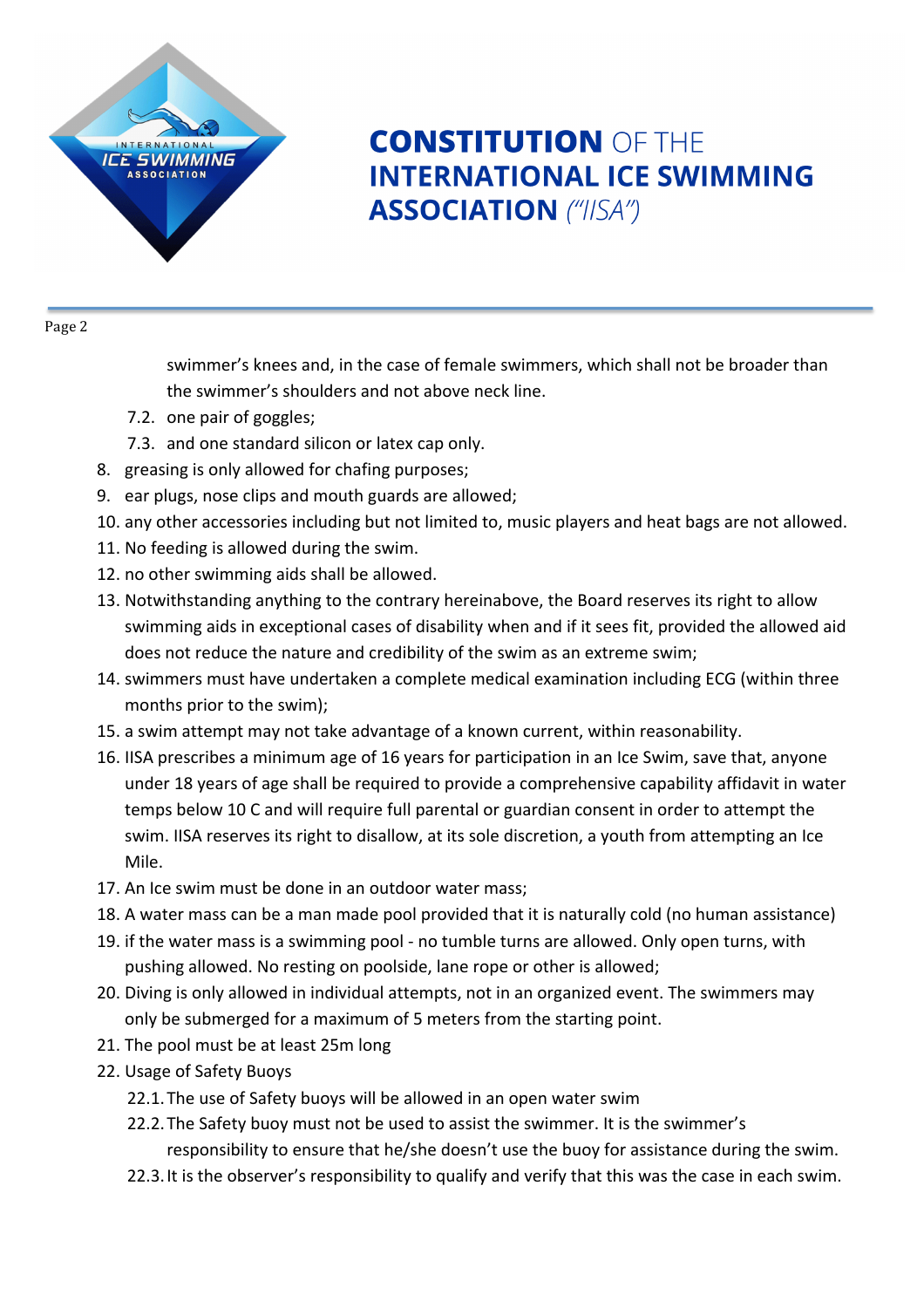swimmer's knees and, in the case of female swimmers, which shall not be broader than the swimmer's shoulders and not above neck line.

   7.2. one pair of goggles;

   7.3. and one standard silicon or latex cap only.

8. greasing is only allowed for chafing purposes;
9. ear plugs, nose clips and mouth guards are allowed;
10. any other accessories including but not limited to, music players and heat bags are not allowed.
11. No feeding is allowed during the swim.
12. no other swimming aids shall be allowed.
13. Notwithstanding anything to the contrary hereinabove, the Board reserves its right to allow swimming aids in exceptional cases of disability when and if it sees fit, provided the allowed aid does not reduce the nature and credibility of the swim as an extreme swim;
14. swimmers must have undertaken a complete medical examination including ECG (within three months prior to the swim);
15. a swim attempt may not take advantage of a known current, within reasonability.
16. IISA prescribes a minimum age of 16 years for participation in an Ice Swim, save that, anyone under 18 years of age shall be required to provide a comprehensive capability affidavit in water temps below 10 C and will require full parental or guardian consent in order to attempt the swim. IISA reserves its right to disallow, at its sole discretion, a youth from attempting an Ice Mile.
17. An Ice swim must be done in an outdoor water mass;
18. A water mass can be a man made pool provided that it is naturally cold (no human assistance)
19. if the water mass is a swimming pool - no tumble turns are allowed. Only open turns, with pushing allowed. No resting on poolside, lane rope or other is allowed;
20. Diving is only allowed in individual attempts, not in an organized event. The swimmers may only be submerged for a maximum of 5 meters from the starting point.
21. The pool must be at least 25m long
22. Usage of Safety Buoys
    22.1. The use of Safety buoys will be allowed in an open water swim
    22.2. The Safety buoy must not be used to assist the swimmer. It is the swimmer's responsibility to ensure that he/she doesn't use the buoy for assistance during the swim.
    22.3. It is the observer's responsibility to qualify and verify that this was the case in each swim.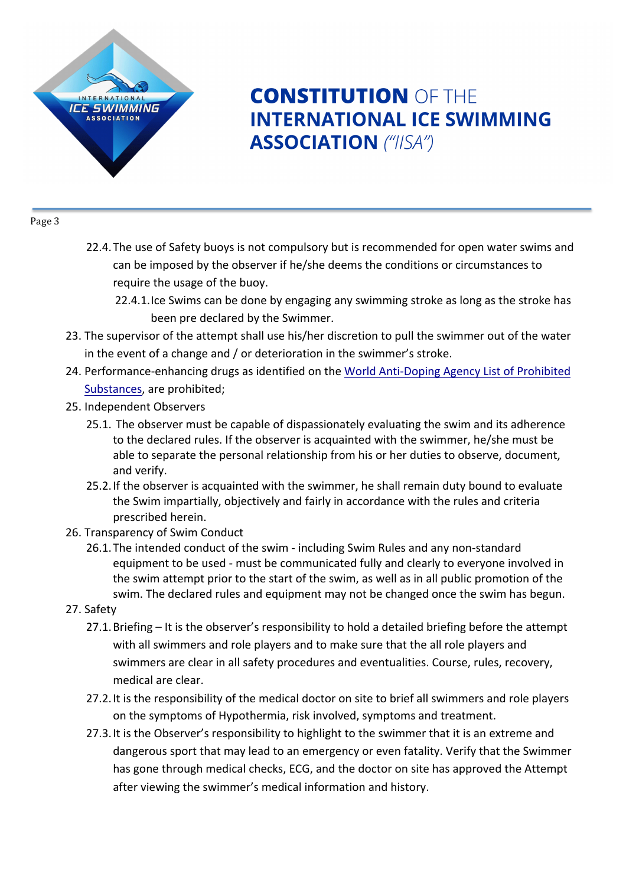22.4. The use of Safety buoys is not compulsory but is recommended for open water swims and can be imposed by the observer if he/she deems the conditions or circumstances to require the usage of the buoy.

22.4.1. Ice Swims can be done by engaging any swimming stroke as long as the stroke has been pre declared by the Swimmer.

23. The supervisor of the attempt shall use his/her discretion to pull the swimmer out of the water in the event of a change and / or deterioration in the swimmer's stroke.

24. Performance-enhancing drugs as identified on the World Anti-Doping Agency List of Prohibited Substances, are prohibited;

25. Independent Observers

25.1. The observer must be capable of dispassionately evaluating the swim and its adherence to the declared rules. If the observer is acquainted with the swimmer, he/she must be able to separate the personal relationship from his or her duties to observe, document, and verify.

25.2. If the observer is acquainted with the swimmer, he shall remain duty bound to evaluate the Swim impartially, objectively and fairly in accordance with the rules and criteria prescribed herein.

26. Transparency of Swim Conduct

26.1. The intended conduct of the swim - including Swim Rules and any non-standard equipment to be used - must be communicated fully and clearly to everyone involved in the swim attempt prior to the start of the swim, as well as in all public promotion of the swim. The declared rules and equipment may not be changed once the swim has begun.

27. Safety

27.1. Briefing – It is the observer's responsibility to hold a detailed briefing before the attempt with all swimmers and role players and to make sure that the all role players and swimmers are clear in all safety procedures and eventualities. Course, rules, recovery, medical are clear.

27.2. It is the responsibility of the medical doctor on site to brief all swimmers and role players on the symptoms of Hypothermia, risk involved, symptoms and treatment.

27.3. It is the Observer's responsibility to highlight to the swimmer that it is an extreme and dangerous sport that may lead to an emergency or even fatality. Verify that the Swimmer has gone through medical checks, ECG, and the doctor on site has approved the Attempt after viewing the swimmer's medical information and history.